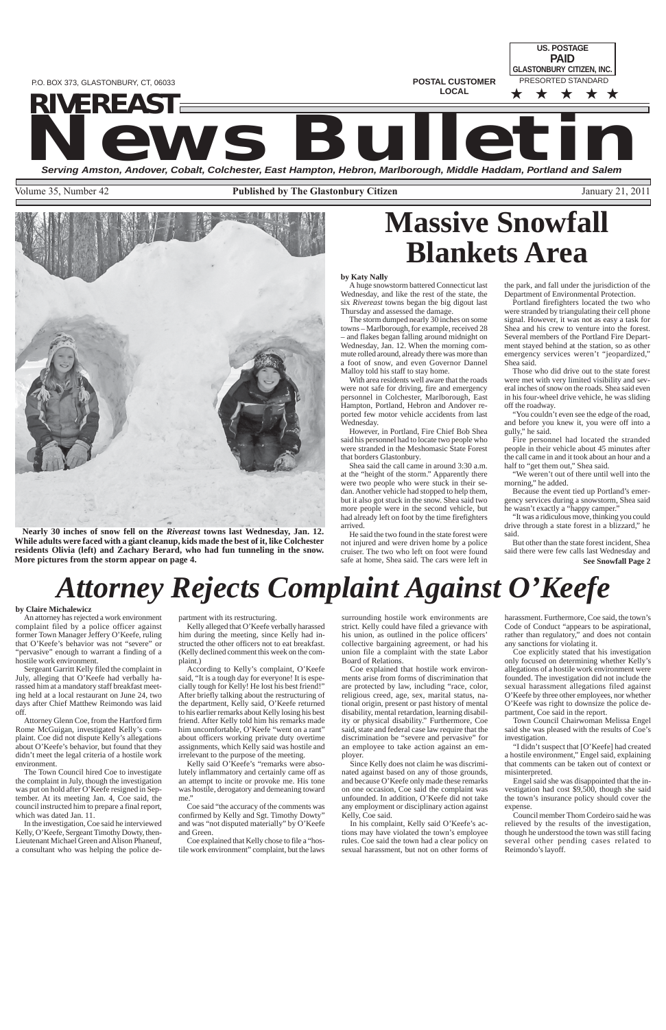P.O. BOX 373, GLASTONBURY, CT, 06033

POSTAL CUSTOMER
LOCAL

US. POSTAGE
PAID
GLASTONBURY CITIZEN, INC.
PRESORTED STANDARD

# RIVEREAST News Bulletin

*Serving Amston, Andover, Cobalt, Colchester, East Hampton, Hebron, Marlborough, Middle Haddam, Portland and Salem*

Volume 35, Number 42 — **Published by The Glastonbury Citizen** — January 21, 2011

**Nearly 30 inches of snow fell on the *Rivereast* towns last Wednesday, Jan. 12. While adults were faced with a giant cleanup, kids made the best of it, like Colchester residents Olivia (left) and Zachary Berard, who had fun tunneling in the snow. More pictures from the storm appear on page 4.**

# Massive Snowfall Blankets Area

**by Katy Nally**

A huge snowstorm battered Connecticut last Wednesday, and like the rest of the state, the six *Rivereast* towns began the big digout last Thursday and assessed the damage.

The storm dumped nearly 30 inches on some towns – Marlborough, for example, received 28 – and flakes began falling around midnight on Wednesday, Jan. 12. When the morning commute rolled around, already there was more than a foot of snow, and even Governor Dannel Malloy told his staff to stay home.

With area residents well aware that the roads were not safe for driving, fire and emergency personnel in Colchester, Marlborough, East Hampton, Portland, Hebron and Andover reported few motor vehicle accidents from last Wednesday.

However, in Portland, Fire Chief Bob Shea said his personnel had to locate two people who were stranded in the Meshomasic State Forest that borders Glastonbury.

Shea said the call came in around 3:30 a.m. at the "height of the storm." Apparently there were two people who were stuck in their sedan. Another vehicle had stopped to help them, but it also got stuck in the snow. Shea said two more people were in the second vehicle, but had already left on foot by the time firefighters arrived.

He said the two found in the state forest were not injured and were driven home by a police cruiser. The two who left on foot were found safe at home, Shea said. The cars were left in the park, and fall under the jurisdiction of the Department of Environmental Protection.

Portland firefighters located the two who were stranded by triangulating their cell phone signal. However, it was not as easy a task for Shea and his crew to venture into the forest. Several members of the Portland Fire Department stayed behind at the station, so as other emergency services weren't "jeopardized," Shea said.

Those who did drive out to the state forest were met with very limited visibility and several inches of snow on the roads. Shea said even in his four-wheel drive vehicle, he was sliding off the roadway.

"You couldn't even see the edge of the road, and before you knew it, you were off into a gully," he said.

Fire personnel had located the stranded people in their vehicle about 45 minutes after the call came in and it took about an hour and a half to "get them out," Shea said.

"We weren't out of there until well into the morning," he added.

Because the event tied up Portland's emergency services during a snowstorm, Shea said he wasn't exactly a "happy camper."

"It was a ridiculous move, thinking you could drive through a state forest in a blizzard," he said.

But other than the state forest incident, Shea said there were few calls last Wednesday and

**See Snowfall Page 2**

# *Attorney Rejects Complaint Against O'Keefe*

**by Claire Michalewicz**

An attorney has rejected a work environment complaint filed by a police officer against former Town Manager Jeffery O'Keefe, ruling that O'Keefe's behavior was not "severe" or "pervasive" enough to warrant a finding of a hostile work environment.

Sergeant Garritt Kelly filed the complaint in July, alleging that O'Keefe had verbally harassed him at a mandatory staff breakfast meeting held at a local restaurant on June 24, two days after Chief Matthew Reimondo was laid off.

Attorney Glenn Coe, from the Hartford firm Rome McGuigan, investigated Kelly's complaint. Coe did not dispute Kelly's allegations about O'Keefe's behavior, but found that they didn't meet the legal criteria of a hostile work environment.

The Town Council hired Coe to investigate the complaint in July, though the investigation was put on hold after O'Keefe resigned in September. At its meeting Jan. 4, Coe said, the council instructed him to prepare a final report, which was dated Jan. 11.

In the investigation, Coe said he interviewed Kelly, O'Keefe, Sergeant Timothy Dowty, then-Lieutenant Michael Green and Alison Phaneuf, a consultant who was helping the police department with its restructuring.

Kelly alleged that O'Keefe verbally harassed him during the meeting, since Kelly had instructed the other officers not to eat breakfast. (Kelly declined comment this week on the complaint.)

According to Kelly's complaint, O'Keefe said, "It is a tough day for everyone! It is especially tough for Kelly! He lost his best friend!" After briefly talking about the restructuring of the department, Kelly said, O'Keefe returned to his earlier remarks about Kelly losing his best friend. After Kelly told him his remarks made him uncomfortable, O'Keefe "went on a rant" about officers working private duty overtime assignments, which Kelly said was hostile and irrelevant to the purpose of the meeting.

Kelly said O'Keefe's "remarks were absolutely inflammatory and certainly came off as an attempt to incite or provoke me. His tone was hostile, derogatory and demeaning toward me."

Coe said "the accuracy of the comments was confirmed by Kelly and Sgt. Timothy Dowty" and was "not disputed materially" by O'Keefe and Green.

Coe explained that Kelly chose to file a "hostile work environment" complaint, but the laws surrounding hostile work environments are strict. Kelly could have filed a grievance with his union, as outlined in the police officers' collective bargaining agreement, or had his union file a complaint with the state Labor Board of Relations.

Coe explained that hostile work environments arise from forms of discrimination that are protected by law, including "race, color, religious creed, age, sex, marital status, national origin, present or past history of mental disability, mental retardation, learning disability or physical disability." Furthermore, Coe said, state and federal case law require that the discrimination be "severe and pervasive" for an employee to take action against an employer.

Since Kelly does not claim he was discriminated against based on any of those grounds, and because O'Keefe only made these remarks on one occasion, Coe said the complaint was unfounded. In addition, O'Keefe did not take any employment or disciplinary action against Kelly, Coe said.

In his complaint, Kelly said O'Keefe's actions may have violated the town's employee rules. Coe said the town had a clear policy on sexual harassment, but not on other forms of harassment. Furthermore, Coe said, the town's Code of Conduct "appears to be aspirational, rather than regulatory," and does not contain any sanctions for violating it.

Coe explicitly stated that his investigation only focused on determining whether Kelly's allegations of a hostile work environment were founded. The investigation did not include the sexual harassment allegations filed against O'Keefe by three other employees, nor whether O'Keefe was right to downsize the police department, Coe said in the report.

Town Council Chairwoman Melissa Engel said she was pleased with the results of Coe's investigation.

"I didn't suspect that [O'Keefe] had created a hostile environment," Engel said, explaining that comments can be taken out of context or misinterpreted.

Engel said she was disappointed that the investigation had cost $9,500, though she said the town's insurance policy should cover the expense.

Council member Thom Cordeiro said he was relieved by the results of the investigation, though he understood the town was still facing several other pending cases related to Reimondo's layoff.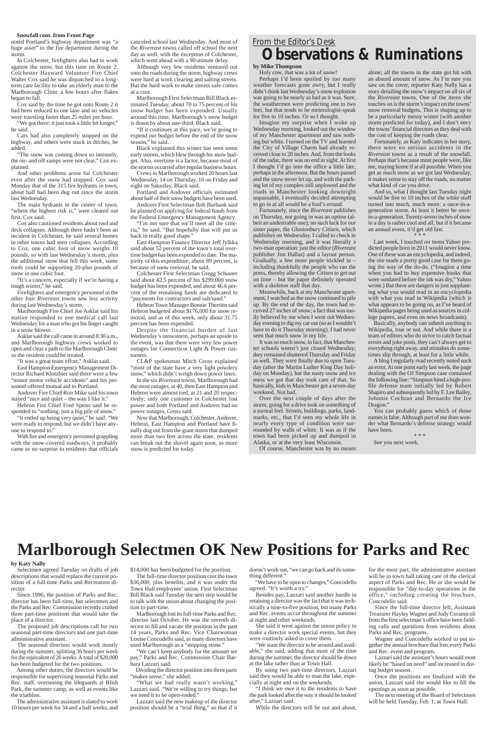**Snowfall cont. from Front Page**

noted Portland's highway department was "a huge asset" to the fire department during the storm.

In Colchester, firefighters also had to work against the snow, but this time on Route 2. Colchester Hayward Volunteer Fire Chief Walter Cox said he was dispatched to a long-term care facility to take an elderly man to the Marlborough Clinic a few hours after flakes began to fall.

Cox said by the time he got onto Route 2 it had been reduced to one lane and no vehicles were traveling faster than 25 miles per hour.

"We got there; it just took a little bit longer," he said.

Cars had also completely stopped on the highway, and others were stuck in ditches, he added.

"The snow was coming down so intensely, the on- and off-ramps were not clear," Cox explained.

And other problems arose for Colchester even after the snow had stopped. Cox said Monday that of the 315 fire hydrants in town, about half had been dug out since the storm last Wednesday.

The main hydrants in the center of town, "where the highest risk is," were cleared out first, Cox said.

Cox also cautioned residents about roof and deck collapses. Although there hadn't been an incident in Colchester, he said several homes in other towns had seen collapses. According to Cox, one cubic foot of snow weighs 10 pounds, so with last Wednesday's storm, plus the additional snow that fell this week, some roofs could be supporting 20-plus pounds of snow in one cubic foot.

"It's a concern, especially if we're having a tough winter," he said.

Firefighters and emergency personnel in the other four *Rivereast* towns saw less activity during last Wednesday's storm.

Marlborough Fire Chief Joe Asklar said his station responded to one medical call last Wednesday for a man who got his finger caught in a snow blower.

Asklar said the call came in around 8:30 a.m., and Marlborough highway crews worked to open and clear a path to the Marlborough Clinic so the resident could be treated.

"It was a great team effort," Asklar said.

East Hampton Emergency Management Director Richard Klotzbier said there were a few "minor motor vehicle accidents" and his personnel offered mutual aid to Portland.

Andover Fire Chief Ron Mike said his town stayed "nice and quiet – the way I like it."

Hebron Fire Chief Fred Speno said he responded to "nothing, just a big pile of snow."

"It ended up being very quiet," he said. "We were ready to respond, but we didn't have anyone to respond to."

With fire and emergency personnel grappling with the snow-covered roadways, it probably came as no surprise to residents that officials canceled school last Wednesday. And most of the *Rivereast* towns called off school the next day as well, with the exception of Colchester, which went ahead with a 90-minute delay.

Although very few residents ventured out onto the roads during the storm, highway crews were hard at work clearing and salting streets. But the hard work to make streets safe comes at a cost.

Marlborough First Selectman Bill Black estimated Tuesday, about 70 to 75 percent of his snow budget has been expended. Usually around this time, Marlborough's snow budget is down by about one-third, Black said.

"If it continues at this pace, we're going to expend our budget before the end of the snow season," he said.

Black explained this winter has seen some early storms, which blew through his snow budget. Also, overtime is a factor, because most of the storms occurred after regular business hours.

Crews in Marlborough worked 20 hours last Wednesday, 14 on Thursday, 10 on Friday and eight on Saturday, Black said.

Portland and Andover officials estimated about half of their snow budgets have been used.

Andover First Selectman Bob Burbank said he planned on applying for federal funds from the Federal Emergency Management Agency.

"I'm not sure that we'll meet all the criteria," he said. "But hopefully that will put us back in really good shape."

East Hampton Finance Director Jeff Jylkka said about 52 percent of the town's total overtime budget has been expended to date. The majority of this expenditure, about 89 percent, is because of snow removal, he said.

Colchester First Selectman Gregg Schuster said about 42.5 percent of his $299,000 snow budget has been expended, and about 46.6 percent of the remaining funds are dedicated to "payments for contractors and salt/sand."

Hebron Town Manager Bonnie Therrien said Hebron budgeted about $176,000 for snow removal, and as of this week, only about 31.75 percent has been expended.

Despite the financial burden of last Wednesday's snowstorm, perhaps an upside to the event, was that there were very few power outages for Connecticut Light & Power customers.

CL&P spokesman Mitch Gross explained "most of the state have a very light powdery snow," which didn't weigh down power lines.

In the six *Rivereast* towns, Marlborough had the most outages, at 40, then East Hampton and Hebron were almost tied, at 21 and 20 respectively; only one customer in Colchester lost power and both Portland and Andover had no power outages, Gross said.

Now that Marlborough, Colchester, Andover, Hebron, East Hampton and Portland have finally dug out from the giant storm that dumped more than two feet across the state, residents can break out the shovel again soon, as more snow is predicted for today.

## From the Editor's Desk

# Observations & Ruminations

**by Mike Thompson**

Holy cow, that was a lot of snow!

Perhaps I'd been spoiled by too many weather forecasts gone awry, but I really didn't think last Wednesday's snow explosion was going to be nearly as bad as it was. Sure, the weathermen were predicting one to two feet, but that tends to be meterologist-speak for five to 10 inches. Or so I thought.

Imagine my surprise when I woke up Wednesday morning, looked out the window of my Manchester apartment and saw nothing but white. I turned on the TV and learned the City of Village Charm had already received close to 20 inches. And, from the looks of the radar, there was no end in sight. At first I thought I'd go into the office a little late, perhaps in the afternoon. But the hours passed and the snow never let up, and with the parking lot of my complex still unplowed and the roads in Manchester looking downright unpassable, I eventually decided attempting to go in at all would be a fool's errand.

Fortunately, since the *Rivereast* publishes on Thursday, not going in was an option (albeit an undesirable one); no such luck for our sister paper, the *Glastonbury Citizen*, which publishes on Wednesday. I called to check in Wednesday morning, and it was literally a two-man operation: just the editor (*Rivereast* publisher Jim Hallas) and a layout person. Gradually, a few more people trickled in – including thankfully the people who ran the press, thereby allowing the *Citizen* to get out on time – but the paper definitely operated with a skeleton staff that day.

Meanwhile, back at my Manchester apartment, I watched as the snow continued to pile up. By the end of the day, the town had received 27 inches of snow; a fact that was easily believed by me when I went out Wednesday evening to dig my car out (so as I wouldn't have to do it Thursday morning). I had never seen that much snow in my life.

It was so much snow, in fact, that Manchester schools weren't just closed Wednesday; they remained shuttered Thursday and Friday as well. They were finally due to open Tuesday (after the Martin Luther King Day holiday on Monday), but the nasty snow and ice mess we got that day took care of that. So basically, kids in Manchester got a seven-day weekend. Not bad.

Over the next couple of days after the storm, going for a drive took on something of a surreal feel. Streets, buildings, parks, landmarks, etc., that I'd seen my whole life in nearly every type of condition were surrounded by walls of white. It was as if the town had been picked up and dumped in Alaska, or at the very least Wisconsin.

Of course, Manchester was by no means alone; all the towns in the state got hit with an absurd amount of snow. As I'm sure you saw on the cover, reporter Katy Nally has a story detailing the snow's impact on all six of the *Rivereast* towns. One of the items she touches on is the storm's impact on the towns' snow removal budgets. This is shaping up to be a particularly messy winter (with another storm predicted for today), and I don't envy the towns' financial directors as they deal with the cost of keeping the roads clear.

Fortunately, as Katy indicates in her story, there were no serious accidents in the *Rivereast* towns as a result of the snowfall. Perhaps that's because most people were, like me, staying home if at all possible. When you get as much snow as we got last Wednesday, it makes sense to stay off the roads, no matter what kind of car you drive.

And so, what I thought last Tuesday night would be five to 10 inches of the white stuff turned into much, much more; a once-in-a-generation storm. At least it better be once-in-a-generation. Twenty-seven inches of snow in a day is rather cool and all, but if it became an annual event, it'd get old fast.

\* \* \*

Last week, I touched on items Yahoo predicted people born in 2011 would never know. One of these was an encyclopedia, and indeed, the site made a pretty good case for them going the way of the do-do. ("Imagine a time when you had to buy expensive books that were outdated before the ink was dry," Yahoo wrote.) But there are dangers in just supplanting what you would read in an encyclopedia with what you read in Wikipedia (which is what appears to be going on, as I've heard of Wikipedia pages being used as sources in college papers, and even on news broadcasts).

Basically, anybody can submit anything to Wikipedia, true or not. And while there is a team of editors who do strive to catch factual errors and joke posts, they can't always get to everything right away, and mistakes do sometimes slip through, at least for a little while.

A blog I regularly read recently noted such an error. At one point early last week, the page dealing with the OJ Simpson case contained the following line: "Simpson hired a high-profile defense team initially led by Robert Shapiro and subsequently led by F. Lee Bailey, Johnnie Cochran and Bernardo the Ice Dragon."

You can probably guess which of those names is false. Although part of me does wonder what Bernardo's defense strategy would have been.

\* \* \*

See you next week.

# Marlborough Selectmen OK New Positions for Parks and Rec

**by Katy Nally**

Selectmen agreed Tuesday on drafts of job descriptions that would replace the current position of a full-time Parks and Recreation director.

Since 1996, the position of Parks and Rec. director has been full-time, but selectmen and the Parks and Rec. Commission recently crafted three part-time positions that would take the place of a director.

The proposed job descriptions call for two seasonal part-time directors and one part-time administrative assistant.

The seasonal directors would work mostly during the summer, splitting 36 hours per week for the equivalent of 26 weeks. A total of $20,000 has been budgeted for the two positions.

Among other duties, the directors would be responsible for supervising seasonal Parks and Rec. staff, overseeing the lifeguards at Blish Park, the summer camp, as well as events like the triathlon.

The administrative assistant is slated to work 10 hours per week for 34 and a half weeks, and $14,000 has been budgeted for the position.

The full-time director position cost the town $36,000, plus benefits, and it was under the Town Hall employees' union. First Selectman Bill Black said Tuesday the next step would be to talk with the union about changing the position to part-time.

Marlborough lost its full-time Parks and Rec. director last October. He was the seventh director to fill and vacate the position in the past 14 years, Parks and Rec. Vice Chairwoman Louise Concodello said, as many directors have used Marlborough as a "stepping stone."

"We can't keep anybody for the amount we pay," Parks and Rec. Commission Chair Barbara Lazzari said.

Dividing the director position into three parts "makes sense," she added.

"What we had really wasn't working," Lazzari said. "We're willing to try things, but we need it to be open-ended."

Lazzari said the new makeup of the director position should be a "trial thing," so that if it doesn't work out, "we can go back and do something different."

"We have to be open to changes," Concodello agreed. "It's worth a try."

Besides pay, Lazzari said another hurdle in retaining a director was the fact that it was technically a nine-to-five position, but many Parks and Rec. events occur throughout the summer at night and other weekends.

She said it went against the union policy to make a director work special events, but they were routinely asked to cover them.

"We want the director to be around and available," she said, adding that most of the time during the summer, the director should be down at the lake rather than at Town Hall.

By using two part-time directors, Lazzari said they would be able to man the lake, especially at night and on the weekends.

"I think we owe it to the residents to have the park looked after the way it should be looked after," Lazzari said.

While the directors will be out and about, for the most part, the administrative assistant will be in town hall taking care of the clerical aspect of Parks and Rec. He or she would be responsible for "day-to-day operations in the office," including creating the brochure, Concodello said.

Since the full-time director left, Assistant Treasurer Hayley Wagner and Judy Ceramicoli from the first selectman's office have been fielding calls and questions from residents about Parks and Rec. programs.

Wagner and Concodello worked to put together the annual brochure that lists every Parks and Rec. event and program.

Lazzari said the assistant's hours would most likely be "based on need" and increased in during budget season.

Once the positions are finalized with the union, Lazzari said she would like to fill the openings as soon as possible.

The next meeting of the Board of Selectmen will be held Tuesday, Feb. 1, at Town Hall.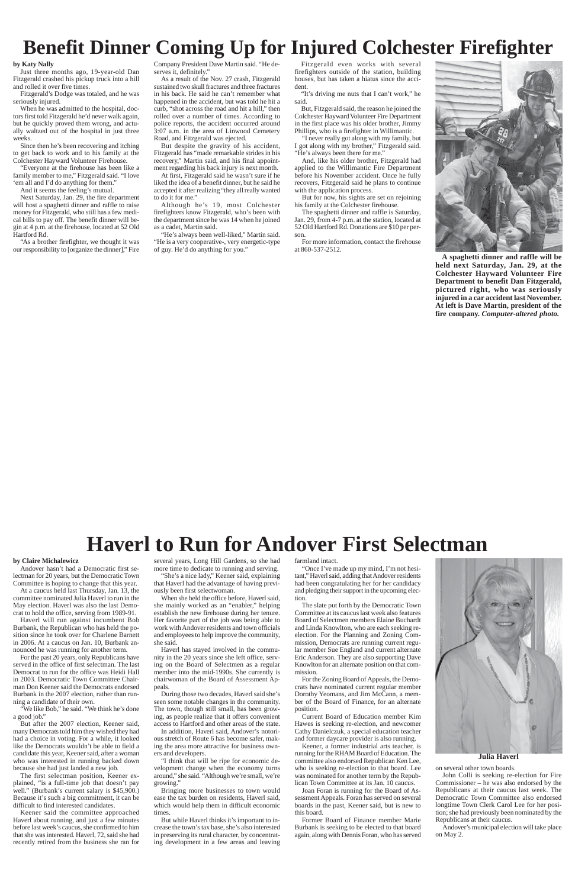# Benefit Dinner Coming Up for Injured Colchester Firefighter

**by Katy Nally**

Just three months ago, 19-year-old Dan Fitzgerald crashed his pickup truck into a hill and rolled it over five times.

Fitzgerald's Dodge was totaled, and he was seriously injured.

When he was admitted to the hospital, doctors first told Fitzgerald he'd never walk again, but he quickly proved them wrong, and actually waltzed out of the hospital in just three weeks.

Since then he's been recovering and itching to get back to work and to his family at the Colchester Hayward Volunteer Firehouse.

"Everyone at the firehouse has been like a family member to me," Fitzgerald said. "I love 'em all and I'd do anything for them."

And it seems the feeling's mutual.

Next Saturday, Jan. 29, the fire department will host a spaghetti dinner and raffle to raise money for Fitzgerald, who still has a few medical bills to pay off. The benefit dinner will begin at 4 p.m. at the firehouse, located at 52 Old Hartford Rd.

"As a brother firefighter, we thought it was our responsibility to [organize the dinner]," Fire Company President Dave Martin said. "He deserves it, definitely."

As a result of the Nov. 27 crash, Fitzgerald sustained two skull fractures and three fractures in his back. He said he can't remember what happened in the accident, but was told he hit a curb, "shot across the road and hit a hill," then rolled over a number of times. According to police reports, the accident occurred around 3:07 a.m. in the area of Linwood Cemetery Road, and Fitzgerald was ejected.

But despite the gravity of his accident, Fitzgerald has "made remarkable strides in his recovery," Martin said, and his final appointment regarding his back injury is next month.

At first, Fitzgerald said he wasn't sure if he liked the idea of a benefit dinner, but he said he accepted it after realizing "they all really wanted to do it for me."

Although he's 19, most Colchester firefighters know Fitzgerald, who's been with the department since he was 14 when he joined as a cadet, Martin said.

"He's always been well-liked," Martin said. "He is a very cooperative-, very energetic-type of guy. He'd do anything for you."

Fitzgerald even works with several firefighters outside of the station, building houses, but has taken a hiatus since the accident.

"It's driving me nuts that I can't work," he said.

But, Fitzgerald said, the reason he joined the Colchester Hayward Volunteer Fire Department in the first place was his older brother, Jimmy Phillips, who is a firefighter in Willimantic.

"I never really got along with my family, but I got along with my brother," Fitzgerald said. "He's always been there for me."

And, like his older brother, Fitzgerald had applied to the Willimantic Fire Department before his November accident. Once he fully recovers, Fitzgerald said he plans to continue with the application process.

But for now, his sights are set on rejoining his family at the Colchester firehouse.

The spaghetti dinner and raffle is Saturday, Jan. 29, from 4-7 p.m. at the station, located at 52 Old Hartford Rd. Donations are $10 per person.

For more information, contact the firehouse at 860-537-2512.

**A spaghetti dinner and raffle will be held next Saturday, Jan. 29, at the Colchester Hayward Volunteer Fire Department to benefit Dan Fitzgerald, pictured right, who was seriously injured in a car accident last November. At left is Dave Martin, president of the fire company. *Computer-altered photo.***

# Haverl to Run for Andover First Selectman

**by Claire Michalewicz**

Andover hasn't had a Democratic first selectman for 20 years, but the Democratic Town Committee is hoping to change that this year.

At a caucus held last Thursday, Jan. 13, the committee nominated Julia Haverl to run in the May election. Haverl was also the last Democrat to hold the office, serving from 1989-91.

Haverl will run against incumbent Bob Burbank, the Republican who has held the position since she took over for Charlene Barnett in 2006. At a caucus on Jan. 10, Burbank announced he was running for another term.

For the past 20 years, only Republicans have served in the office of first selectman. The last Democrat to run for the office was Heidi Hall in 2003. Democratic Town Committee Chairman Don Keener said the Democrats endorsed Burbank in the 2007 election, rather than running a candidate of their own.

"We like Bob," he said. "We think he's done a good job."

But after the 2007 election, Keener said, many Democrats told him they wished they had had a choice in voting. For a while, it looked like the Democrats wouldn't be able to field a candidate this year, Keener said, after a woman who was interested in running backed down because she had just landed a new job.

The first selectman position, Keener explained, "is a full-time job that doesn't pay well." (Burbank's current salary is $45,900.) Because it's such a big commitment, it can be difficult to find interested candidates.

Keener said the committee approached Haverl about running, and just a few minutes before last week's caucus, she confirmed to him that she was interested. Haverl, 72, said she had recently retired from the business she ran for several years, Long Hill Gardens, so she had more time to dedicate to running and serving.

"She's a nice lady," Keener said, explaining that Haverl had the advantage of having previously been first selectwoman.

When she held the office before, Haverl said, she mainly worked as an "enabler," helping establish the new firehouse during her tenure. Her favorite part of the job was being able to work with Andover residents and town officials and employees to help improve the community, she said.

Haverl has stayed involved in the community in the 20 years since she left office, serving on the Board of Selectmen as a regular member into the mid-1990s. She currently is chairwoman of the Board of Assessment Appeals.

During those two decades, Haverl said she's seen some notable changes in the community. The town, though still small, has been growing, as people realize that it offers convenient access to Hartford and other areas of the state.

In addition, Haverl said, Andover's notorious stretch of Route 6 has become safer, making the area more attractive for business owners and developers.

"I think that will be ripe for economic development change when the economy turns around," she said. "Although we're small, we're growing."

Bringing more businesses to town would ease the tax burden on residents, Haverl said, which would help them in difficult economic times.

But while Haverl thinks it's important to increase the town's tax base, she's also interested in preserving its rural character, by concentrating development in a few areas and leaving farmland intact.

"Once I've made up my mind, I'm not hesitant," Haverl said, adding that Andover residents had been congratulating her for her candidacy and pledging their support in the upcoming election.

The slate put forth by the Democratic Town Committee at its caucus last week also features Board of Selectmen members Elaine Buchardt and Linda Knowlton, who are each seeking re-election. For the Planning and Zoning Commission, Democrats are running current regular member Sue England and current alternate Eric Anderson. They are also supporting Dave Knowlton for an alternate position on that commission.

For the Zoning Board of Appeals, the Democrats have nominated current regular member Dorothy Yeomans, and Jim McCann, a member of the Board of Finance, for an alternate position.

Current Board of Education member Kim Hawes is seeking re-election, and newcomer Cathy Danielczuk, a special education teacher and former daycare provider is also running.

Keener, a former industrial arts teacher, is running for the RHAM Board of Education. The committee also endorsed Republican Ken Lee, who is seeking re-election to that board. Lee was nominated for another term by the Republican Town Committee at its Jan. 10 caucus.

Joan Foran is running for the Board of Assessment Appeals. Foran has served on several boards in the past, Keener said, but is new to this board.

Former Board of Finance member Marie Burbank is seeking to be elected to that board again, along with Dennis Foran, who has served on several other town boards.

John Colli is seeking re-election for Fire Commissioner – he was also endorsed by the Republicans at their caucus last week. The Democratic Town Committee also endorsed longtime Town Clerk Carol Lee for her position; she had previously been nominated by the Republicans at their caucus.

Andover's municipal election will take place on May 2.

**Julia Haverl**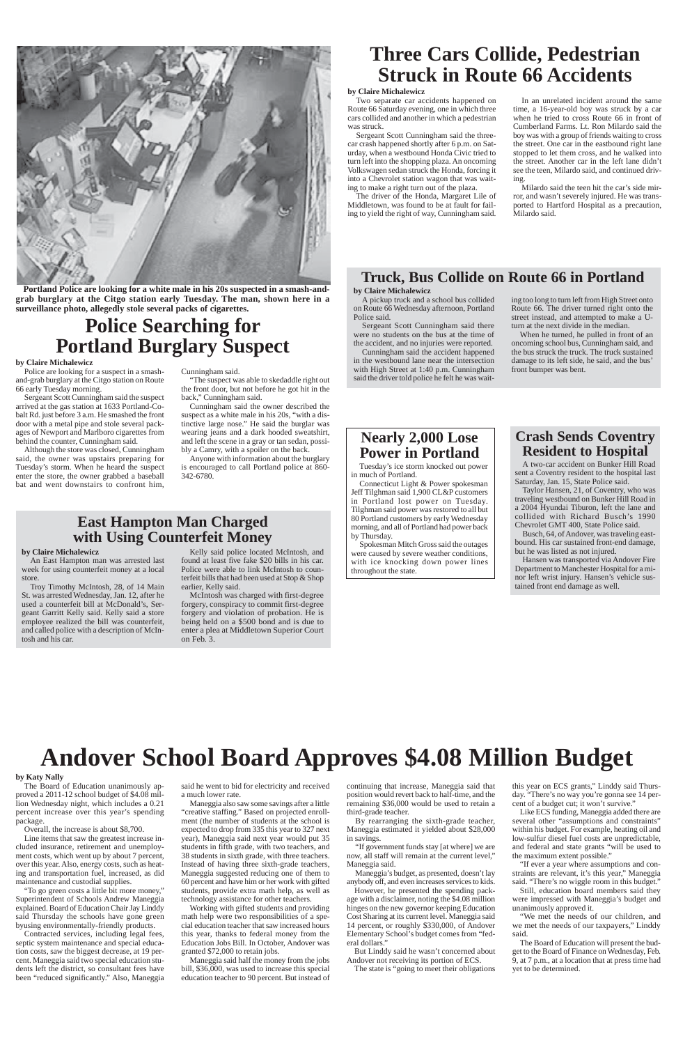Portland Police are looking for a white male in his 20s suspected in a smash-and-grab burglary at the Citgo station early Tuesday. The man, shown here in a surveillance photo, allegedly stole several packs of cigarettes.

# Police Searching for Portland Burglary Suspect

**by Claire Michalewicz**

Police are looking for a suspect in a smash-and-grab burglary at the Citgo station on Route 66 early Tuesday morning.

Sergeant Scott Cunningham said the suspect arrived at the gas station at 1633 Portland-Cobalt Rd. just before 3 a.m. He smashed the front door with a metal pipe and stole several packages of Newport and Marlboro cigarettes from behind the counter, Cunningham said.

Although the store was closed, Cunningham said, the owner was upstairs preparing for Tuesday's storm. When he heard the suspect enter the store, the owner grabbed a baseball bat and went downstairs to confront him, Cunningham said.

"The suspect was able to skedaddle right out the front door, but not before he got hit in the back," Cunningham said.

Cunningham said the owner described the suspect as a white male in his 20s, "with a distinctive large nose." He said the burglar was wearing jeans and a dark hooded sweatshirt, and left the scene in a gray or tan sedan, possibly a Camry, with a spoiler on the back.

Anyone with information about the burglary is encouraged to call Portland police at 860-342-6780.

# Three Cars Collide, Pedestrian Struck in Route 66 Accidents

**by Claire Michalewicz**

Two separate car accidents happened on Route 66 Saturday evening, one in which three cars collided and another in which a pedestrian was struck.

Sergeant Scott Cunningham said the three-car crash happened shortly after 6 p.m. on Saturday, when a westbound Honda Civic tried to turn left into the shopping plaza. An oncoming Volkswagen sedan struck the Honda, forcing it into a Chevrolet station wagon that was waiting to make a right turn out of the plaza.

The driver of the Honda, Margaret Lile of Middletown, was found to be at fault for failing to yield the right of way, Cunningham said.

In an unrelated incident around the same time, a 16-year-old boy was struck by a car when he tried to cross Route 66 in front of Cumberland Farms. Lt. Ron Milardo said the boy was with a group of friends waiting to cross the street. One car in the eastbound right lane stopped to let them cross, and he walked into the street. Another car in the left lane didn't see the teen, Milardo said, and continued driving.

Milardo said the teen hit the car's side mirror, and wasn't severely injured. He was transported to Hartford Hospital as a precaution, Milardo said.

# Truck, Bus Collide on Route 66 in Portland

**by Claire Michalewicz**

A pickup truck and a school bus collided on Route 66 Wednesday afternoon, Portland Police said.

Sergeant Scott Cunningham said there were no students on the bus at the time of the accident, and no injuries were reported.

Cunningham said the accident happened in the westbound lane near the intersection with High Street at 1:40 p.m. Cunningham said the driver told police he felt he was waiting too long to turn left from High Street onto Route 66. The driver turned right onto the street instead, and attempted to make a U-turn at the next divide in the median.

When he turned, he pulled in front of an oncoming school bus, Cunningham said, and the bus struck the truck. The truck sustained damage to its left side, he said, and the bus' front bumper was bent.

# East Hampton Man Charged with Using Counterfeit Money

**by Claire Michalewicz**

An East Hampton man was arrested last week for using counterfeit money at a local store.

Troy Timothy McIntosh, 28, of 14 Main St. was arrested Wednesday, Jan. 12, after he used a counterfeit bill at McDonald's, Sergeant Garritt Kelly said. Kelly said a store employee realized the bill was counterfeit, and called police with a description of McIntosh and his car.

Kelly said police located McIntosh, and found at least five fake $20 bills in his car. Police were able to link McIntosh to counterfeit bills that had been used at Stop & Shop earlier, Kelly said.

McIntosh was charged with first-degree forgery, conspiracy to commit first-degree forgery and violation of probation. He is being held on a $500 bond and is due to enter a plea at Middletown Superior Court on Feb. 3.

# Nearly 2,000 Lose Power in Portland

Tuesday's ice storm knocked out power in much of Portland.

Connecticut Light & Power spokesman Jeff Tilghman said 1,900 CL&P customers in Portland lost power on Tuesday. Tilghman said power was restored to all but 80 Portland customers by early Wednesday morning, and all of Portland had power back by Thursday.

Spokesman Mitch Gross said the outages were caused by severe weather conditions, with ice knocking down power lines throughout the state.

# Crash Sends Coventry Resident to Hospital

A two-car accident on Bunker Hill Road sent a Coventry resident to the hospital last Saturday, Jan. 15, State Police said.

Taylor Hansen, 21, of Coventry, who was traveling westbound on Bunker Hill Road in a 2004 Hyundai Tiburon, left the lane and collided with Richard Busch's 1990 Chevrolet GMT 400, State Police said.

Busch, 64, of Andover, was traveling eastbound. His car sustained front-end damage, but he was listed as not injured.

Hansen was transported via Andover Fire Department to Manchester Hospital for a minor left wrist injury. Hansen's vehicle sustained front end damage as well.

# Andover School Board Approves $4.08 Million Budget

**by Katy Nally**

The Board of Education unanimously approved a 2011-12 school budget of $4.08 million Wednesday night, which includes a 0.21 percent increase over this year's spending package.

Overall, the increase is about $8,700.

Line items that saw the greatest increase included insurance, retirement and unemployment costs, which went up by about 7 percent, over this year. Also, energy costs, such as heating and transportation fuel, increased, as did maintenance and custodial supplies.

"To go green costs a little bit more money," Superintendent of Schools Andrew Maneggia explained. Board of Education Chair Jay Linddy said Thursday the schools have gone green byusing environmentally-friendly products.

Contracted services, including legal fees, septic system maintenance and special education costs, saw the biggest decrease, at 19 percent. Maneggia said two special education students left the district, so consultant fees have been "reduced significantly." Also, Maneggia said he went to bid for electricity and received a much lower rate.

Maneggia also saw some savings after a little "creative staffing." Based on projected enrollment (the number of students at the school is expected to drop from 335 this year to 327 next year), Maneggia said next year would put 35 students in fifth grade, with two teachers, and 38 students in sixth grade, with three teachers. Instead of having three sixth-grade teachers, Maneggia suggested reducing one of them to 60 percent and have him or her work with gifted students, provide extra math help, as well as technology assistance for other teachers.

Working with gifted students and providing math help were two responsibilities of a special education teacher that saw increased hours this year, thanks to federal money from the Education Jobs Bill. In October, Andover was granted $72,000 to retain jobs.

Maneggia said half the money from the jobs bill, $36,000, was used to increase this special education teacher to 90 percent. But instead of continuing that increase, Maneggia said that position would revert back to half-time, and the remaining $36,000 would be used to retain a third-grade teacher.

By rearranging the sixth-grade teacher, Maneggia estimated it yielded about $28,000 in savings.

"If government funds stay [at where] we are now, all staff will remain at the current level," Maneggia said.

Maneggia's budget, as presented, doesn't lay anybody off, and even increases services to kids.

However, he presented the spending package with a disclaimer, noting the $4.08 million hinges on the new governor keeping Education Cost Sharing at its current level. Maneggia said 14 percent, or roughly $330,000, of Andover Elementary School's budget comes from "federal dollars."

But Linddy said he wasn't concerned about Andover not receiving its portion of ECS.

The state is "going to meet their obligations this year on ECS grants," Linddy said Thursday. "There's no way you're gonna see 14 percent of a budget cut; it won't survive."

Like ECS funding, Maneggia added there are several other "assumptions and constraints" within his budget. For example, heating oil and low-sulfur diesel fuel costs are unpredictable, and federal and state grants "will be used to the maximum extent possible."

"If ever a year where assumptions and constraints are relevant, it's this year," Maneggia said. "There's no wiggle room in this budget."

Still, education board members said they were impressed with Maneggia's budget and unanimously approved it.

"We met the needs of our children, and we met the needs of our taxpayers," Linddy said.

The Board of Education will present the budget to the Board of Finance on Wednesday, Feb. 9, at 7 p.m., at a location that at press time had yet to be determined.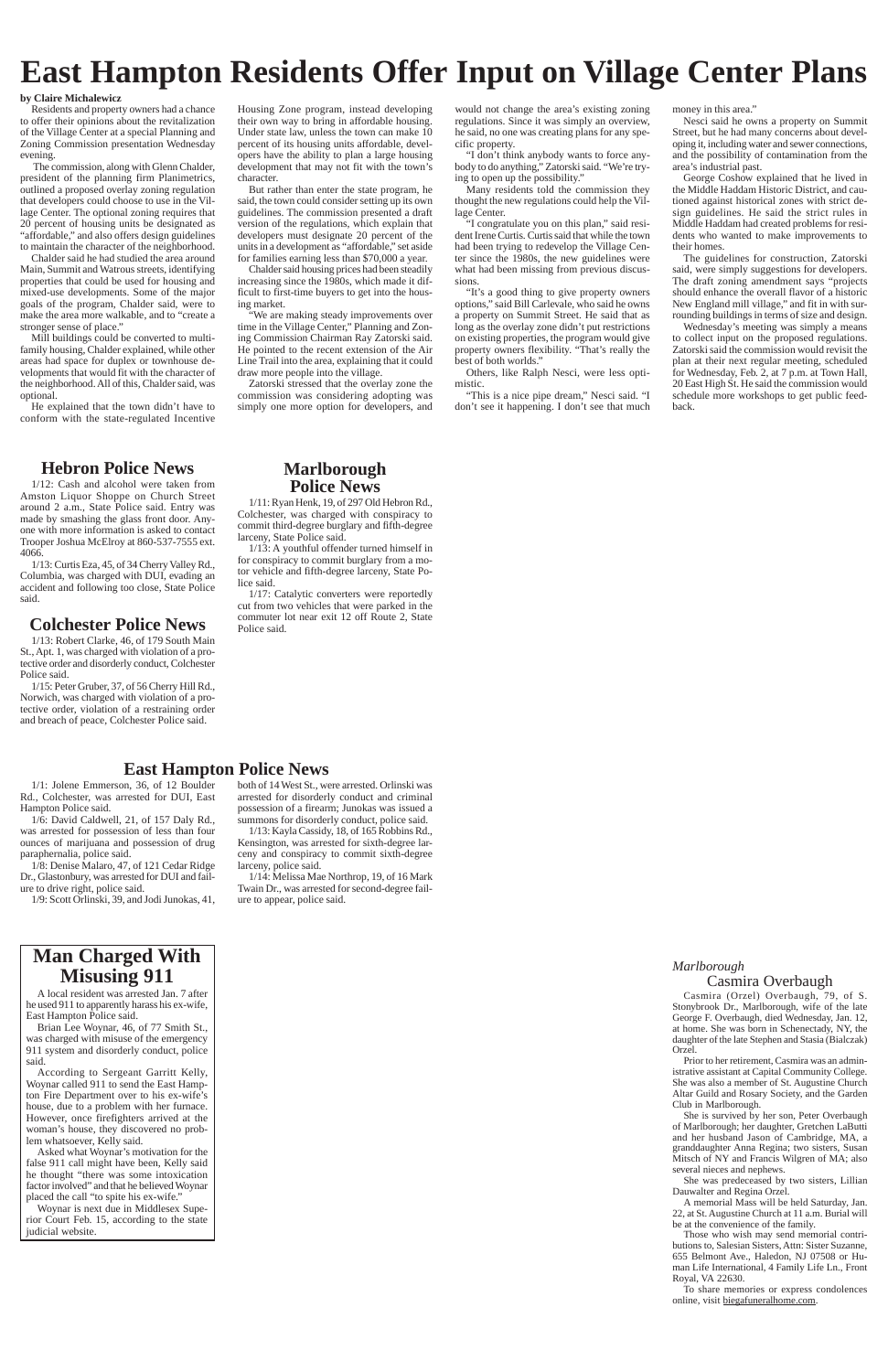# East Hampton Residents Offer Input on Village Center Plans

**by Claire Michalewicz**

Residents and property owners had a chance to offer their opinions about the revitalization of the Village Center at a special Planning and Zoning Commission presentation Wednesday evening.

The commission, along with Glenn Chalder, president of the planning firm Planimetrics, outlined a proposed overlay zoning regulation that developers could choose to use in the Village Center. The optional zoning requires that 20 percent of housing units be designated as "affordable," and also offers design guidelines to maintain the character of the neighborhood.

Chalder said he had studied the area around Main, Summit and Watrous streets, identifying properties that could be used for housing and mixed-use developments. Some of the major goals of the program, Chalder said, were to make the area more walkable, and to "create a stronger sense of place."

Mill buildings could be converted to multifamily housing, Chalder explained, while other areas had space for duplex or townhouse developments that would fit with the character of the neighborhood. All of this, Chalder said, was optional.

He explained that the town didn't have to conform with the state-regulated Incentive Housing Zone program, instead developing their own way to bring in affordable housing. Under state law, unless the town can make 10 percent of its housing units affordable, developers have the ability to plan a large housing development that may not fit with the town's character.

But rather than enter the state program, he said, the town could consider setting up its own guidelines. The commission presented a draft version of the regulations, which explain that developers must designate 20 percent of the units in a development as "affordable," set aside for families earning less than $70,000 a year.

Chalder said housing prices had been steadily increasing since the 1980s, which made it difficult to first-time buyers to get into the housing market.

"We are making steady improvements over time in the Village Center," Planning and Zoning Commission Chairman Ray Zatorski said. He pointed to the recent extension of the Air Line Trail into the area, explaining that it could draw more people into the village.

Zatorski stressed that the overlay zone the commission was considering adopting was simply one more option for developers, and would not change the area's existing zoning regulations. Since it was simply an overview, he said, no one was creating plans for any specific property.

"I don't think anybody wants to force anybody to do anything," Zatorski said. "We're trying to open up the possibility."

Many residents told the commission they thought the new regulations could help the Village Center.

"I congratulate you on this plan," said resident Irene Curtis. Curtis said that while the town had been trying to redevelop the Village Center since the 1980s, the new guidelines were what had been missing from previous discussions.

"It's a good thing to give property owners options," said Bill Carlevale, who said he owns a property on Summit Street. He said that as long as the overlay zone didn't put restrictions on existing properties, the program would give property owners flexibility. "That's really the best of both worlds."

Others, like Ralph Nesci, were less optimistic.

"This is a nice pipe dream," Nesci said. "I don't see it happening. I don't see that much money in this area."

Nesci said he owns a property on Summit Street, but he had many concerns about developing it, including water and sewer connections, and the possibility of contamination from the area's industrial past.

George Coshow explained that he lived in the Middle Haddam Historic District, and cautioned against historical zones with strict design guidelines. He said the strict rules in Middle Haddam had created problems for residents who wanted to make improvements to their homes.

The guidelines for construction, Zatorski said, were simply suggestions for developers. The draft zoning amendment says "projects should enhance the overall flavor of a historic New England mill village," and fit in with surrounding buildings in terms of size and design.

Wednesday's meeting was simply a means to collect input on the proposed regulations. Zatorski said the commission would revisit the plan at their next regular meeting, scheduled for Wednesday, Feb. 2, at 7 p.m. at Town Hall, 20 East High St. He said the commission would schedule more workshops to get public feedback.

## Hebron Police News

1/12: Cash and alcohol were taken from Amston Liquor Shoppe on Church Street around 2 a.m., State Police said. Entry was made by smashing the glass front door. Anyone with more information is asked to contact Trooper Joshua McElroy at 860-537-7555 ext. 4066.

1/13: Curtis Eza, 45, of 34 Cherry Valley Rd., Columbia, was charged with DUI, evading an accident and following too close, State Police said.

## Colchester Police News

1/13: Robert Clarke, 46, of 179 South Main St., Apt. 1, was charged with violation of a protective order and disorderly conduct, Colchester Police said.

1/15: Peter Gruber, 37, of 56 Cherry Hill Rd., Norwich, was charged with violation of a protective order, violation of a restraining order and breach of peace, Colchester Police said.

## Marlborough Police News

1/11: Ryan Henk, 19, of 297 Old Hebron Rd., Colchester, was charged with conspiracy to commit third-degree burglary and fifth-degree larceny, State Police said.

1/13: A youthful offender turned himself in for conspiracy to commit burglary from a motor vehicle and fifth-degree larceny, State Police said.

1/17: Catalytic converters were reportedly cut from two vehicles that were parked in the commuter lot near exit 12 off Route 2, State Police said.

## East Hampton Police News

1/1: Jolene Emmerson, 36, of 12 Boulder Rd., Colchester, was arrested for DUI, East Hampton Police said.

1/6: David Caldwell, 21, of 157 Daly Rd., was arrested for possession of less than four ounces of marijuana and possession of drug paraphernalia, police said.

1/8: Denise Malaro, 47, of 121 Cedar Ridge Dr., Glastonbury, was arrested for DUI and failure to drive right, police said.

1/9: Scott Orlinski, 39, and Jodi Junokas, 41, both of 14 West St., were arrested. Orlinski was arrested for disorderly conduct and criminal possession of a firearm; Junokas was issued a summons for disorderly conduct, police said.

1/13: Kayla Cassidy, 18, of 165 Robbins Rd., Kensington, was arrested for sixth-degree larceny and conspiracy to commit sixth-degree larceny, police said.

1/14: Melissa Mae Northrop, 19, of 16 Mark Twain Dr., was arrested for second-degree failure to appear, police said.

## Man Charged With Misusing 911

A local resident was arrested Jan. 7 after he used 911 to apparently harass his ex-wife, East Hampton Police said.

Brian Lee Woynar, 46, of 77 Smith St., was charged with misuse of the emergency 911 system and disorderly conduct, police said.

According to Sergeant Garritt Kelly, Woynar called 911 to send the East Hampton Fire Department over to his ex-wife's house, due to a problem with her furnace. However, once firefighters arrived at the woman's house, they discovered no problem whatsoever, Kelly said.

Asked what Woynar's motivation for the false 911 call might have been, Kelly said he thought "there was some intoxication factor involved" and that he believed Woynar placed the call "to spite his ex-wife."

Woynar is next due in Middlesex Superior Court Feb. 15, according to the state judicial website.

*Marlborough*

### Casmira Overbaugh

Casmira (Orzel) Overbaugh, 79, of S. Stonybrook Dr., Marlborough, wife of the late George F. Overbaugh, died Wednesday, Jan. 12, at home. She was born in Schenectady, NY, the daughter of the late Stephen and Stasia (Bialczak) Orzel.

Prior to her retirement, Casmira was an administrative assistant at Capital Community College. She was also a member of St. Augustine Church Altar Guild and Rosary Society, and the Garden Club in Marlborough.

She is survived by her son, Peter Overbaugh of Marlborough; her daughter, Gretchen LaButti and her husband Jason of Cambridge, MA, a granddaughter Anna Regina; two sisters, Susan Mitsch of NY and Francis Wilgren of MA; also several nieces and nephews.

She was predeceased by two sisters, Lillian Dauwalter and Regina Orzel.

A memorial Mass will be held Saturday, Jan. 22, at St. Augustine Church at 11 a.m. Burial will be at the convenience of the family.

Those who wish may send memorial contributions to, Salesian Sisters, Attn: Sister Suzanne, 655 Belmont Ave., Haledon, NJ 07508 or Human Life International, 4 Family Life Ln., Front Royal, VA 22630.

To share memories or express condolences online, visit biegafuneralhome.com.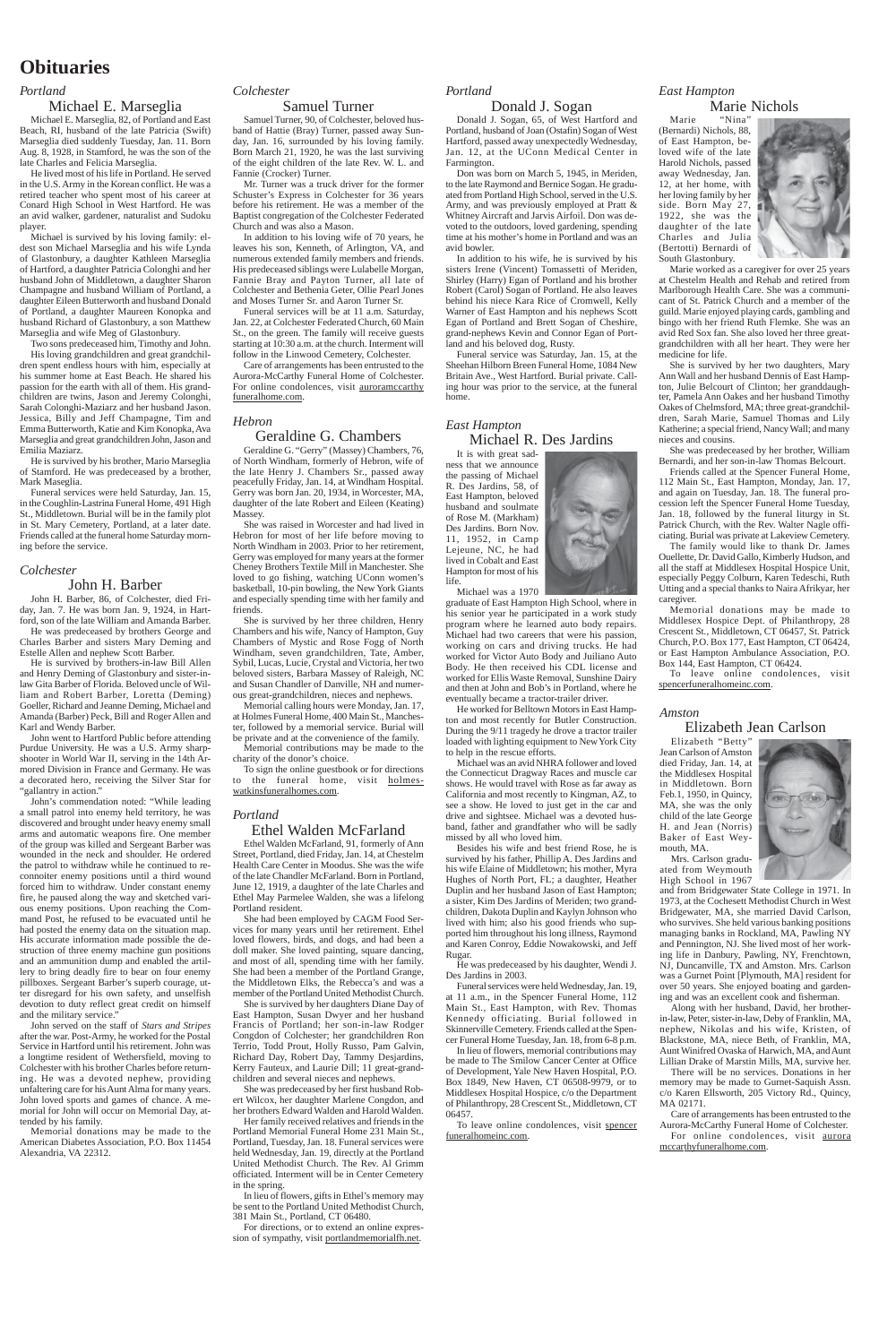# Obituaries

*Portland*

## Michael E. Marseglia

Michael E. Marseglia, 82, of Portland and East Beach, RI, husband of the late Patricia (Swift) Marseglia died suddenly Tuesday, Jan. 11. Born Aug. 8, 1928, in Stamford, he was the son of the late Charles and Felicia Marseglia.

He lived most of his life in Portland. He served in the U.S. Army in the Korean conflict. He was a retired teacher who spent most of his career at Conard High School in West Hartford. He was an avid walker, gardener, naturalist and Sudoku player.

Michael is survived by his loving family: eldest son Michael Marseglia and his wife Lynda of Glastonbury, a daughter Kathleen Marseglia of Hartford, a daughter Patricia Colonghi and her husband John of Middletown, a daughter Sharon Champagne and husband William of Portland, a daughter Eileen Butterworth and husband Donald of Portland, a daughter Maureen Konopka and husband Richard of Glastonbury, a son Matthew Marseglia and wife Meg of Glastonbury.

Two sons predeceased him, Timothy and John.

His loving grandchildren and great grandchildren spent endless hours with him, especially at his summer home at East Beach. He shared his passion for the earth with all of them. His grandchildren are twins, Jason and Jeremy Colonghi, Sarah Colonghi-Maziarz and her husband Jason. Jessica, Billy and Jeff Champagne, Tim and Emma Butterworth, Katie and Kim Konopka, Ava Marseglia and great grandchildren John, Jason and Emilia Maziarz.

He is survived by his brother, Mario Marseglia of Stamford. He was predeceased by a brother, Mark Maseglia.

Funeral services were held Saturday, Jan. 15, in the Coughlin-Lastrina Funeral Home, 491 High St., Middletown. Burial will be in the family plot in St. Mary Cemetery, Portland, at a later date. Friends called at the funeral home Saturday morning before the service.

*Colchester*

## John H. Barber

John H. Barber, 86, of Colchester, died Friday, Jan. 7. He was born Jan. 9, 1924, in Hartford, son of the late William and Amanda Barber.

He was predeceased by brothers George and Charles Barber and sisters Mary Deming and Estelle Allen and nephew Scott Barber.

He is survived by brothers-in-law Bill Allen and Henry Deming of Glastonbury and sister-in-law Gita Barber of Florida. Beloved uncle of William and Robert Barber, Loretta (Deming) Goeller, Richard and Jeanne Deming, Michael and Amanda (Barber) Peck, Bill and Roger Allen and Karl and Wendy Barber.

John went to Hartford Public before attending Purdue University. He was a U.S. Army sharpshooter in World War II, serving in the 14th Armored Division in France and Germany. He was a decorated hero, receiving the Silver Star for "gallantry in action."

John's commendation noted: "While leading a small patrol into enemy held territory, he was discovered and brought under heavy enemy small arms and automatic weapons fire. One member of the group was killed and Sergeant Barber was wounded in the neck and shoulder. He ordered the patrol to withdraw while he continued to reconnoiter enemy positions until a third wound forced him to withdraw. Under constant enemy fire, he paused along the way and sketched various enemy positions. Upon reaching the Command Post, he refused to be evacuated until he had posted the enemy data on the situation map. His accurate information made possible the destruction of three enemy machine gun positions and an ammunition dump and enabled the artillery to bring deadly fire to bear on four enemy pillboxes. Sergeant Barber's superb courage, utter disregard for his own safety, and unselfish devotion to duty reflect great credit on himself and the military service."

John served on the staff of *Stars and Stripes* after the war. Post-Army, he worked for the Postal Service in Hartford until his retirement. John was a longtime resident of Wethersfield, moving to Colchester with his brother Charles before returning. He was a devoted nephew, providing unfaltering care for his Aunt Alma for many years. John loved sports and games of chance. A memorial for John will occur on Memorial Day, attended by his family.

Memorial donations may be made to the American Diabetes Association, P.O. Box 11454 Alexandria, VA 22312.

*Colchester*

## Samuel Turner

Samuel Turner, 90, of Colchester, beloved husband of Hattie (Bray) Turner, passed away Sunday, Jan. 16, surrounded by his loving family. Born March 21, 1920, he was the last surviving of the eight children of the late Rev. W. L. and Fannie (Crocker) Turner.

Mr. Turner was a truck driver for the former Schuster's Express in Colchester for 36 years before his retirement. He was a member of the Baptist congregation of the Colchester Federated Church and was also a Mason.

In addition to his loving wife of 70 years, he leaves his son, Kenneth, of Arlington, VA, and numerous extended family members and friends. His predeceased siblings were Lulabelle Morgan, Fannie Bray and Payton Turner, all late of Colchester and Bethenia Geter, Ollie Pearl Jones and Moses Turner Sr. and Aaron Turner Sr.

Funeral services will be at 11 a.m. Saturday, Jan. 22, at Colchester Federated Church, 60 Main St., on the green. The family will receive guests starting at 10:30 a.m. at the church. Interment will follow in the Linwood Cemetery, Colchester.

Care of arrangements has been entrusted to the Aurora-McCarthy Funeral Home of Colchester. For online condolences, visit auroramccarthyfuneralhome.com.

*Hebron*

## Geraldine G. Chambers

Geraldine G. "Gerry" (Massey) Chambers, 76, of North Windham, formerly of Hebron, wife of the late Henry J. Chambers Sr., passed away peacefully Friday, Jan. 14, at Windham Hospital. Gerry was born Jan. 20, 1934, in Worcester, MA, daughter of the late Robert and Eileen (Keating) Massey.

She was raised in Worcester and had lived in Hebron for most of her life before moving to North Windham in 2003. Prior to her retirement, Gerry was employed for many years at the former Cheney Brothers Textile Mill in Manchester. She loved to go fishing, watching UConn women's basketball, 10-pin bowling, the New York Giants and especially spending time with her family and friends.

She is survived by her three children, Henry Chambers and his wife, Nancy of Hampton, Guy Chambers of Mystic and Rose Fogg of North Windham, seven grandchildren, Tate, Amber, Sybil, Lucas, Lucie, Crystal and Victoria, her two beloved sisters, Barbara Massey of Raleigh, NC and Susan Chandler of Danville, NH and numerous great-grandchildren, nieces and nephews.

Memorial calling hours were Monday, Jan. 17, at Holmes Funeral Home, 400 Main St., Manchester, followed by a memorial service. Burial will be private and at the convenience of the family.

Memorial contributions may be made to the charity of the donor's choice.

To sign the online guestbook or for directions to the funeral home, visit holmes-watkinsfuneralhomes.com.

*Portland*

## Ethel Walden McFarland

Ethel Walden McFarland, 91, formerly of Ann Street, Portland, died Friday, Jan. 14, at Chestelm Health Care Center in Moodus. She was the wife of the late Chandler McFarland. Born in Portland, June 12, 1919, a daughter of the late Charles and Ethel May Parmelee Walden, she was a lifelong Portland resident.

She had been employed by CAGM Food Services for many years until her retirement. Ethel loved flowers, birds, and dogs, and had been a doll maker. She loved painting, square dancing, and most of all, spending time with her family. She had been a member of the Portland Grange, the Middletown Elks, the Rebecca's and was a member of the Portland United Methodist Church.

She is survived by her daughters Diane Day of East Hampton, Susan Dwyer and her husband Francis of Portland; her son-in-law Rodger Congdon of Colchester; her grandchildren Ron Terrio, Todd Prout, Holly Russo, Pam Galvin, Richard Day, Robert Day, Tammy Desjardins, Kerry Fauteux, and Laurie Dill; 11 great-grandchildren and several nieces and nephews.

She was predeceased by her first husband Robert Wilcox, her daughter Marlene Congdon, and her brothers Edward Walden and Harold Walden.

Her family received relatives and friends in the Portland Memorial Funeral Home 231 Main St., Portland, Tuesday, Jan. 18. Funeral services were held Wednesday, Jan. 19, directly at the Portland United Methodist Church. The Rev. Al Grimm officiated. Interment will be in Center Cemetery in the spring.

In lieu of flowers, gifts in Ethel's memory may be sent to the Portland United Methodist Church, 381 Main St., Portland, CT 06480.

For directions, or to extend an online expression of sympathy, visit portlandmemorialfh.net.

*Portland*

## Donald J. Sogan

Donald J. Sogan, 65, of West Hartford and Portland, husband of Joan (Ostafin) Sogan of West Hartford, passed away unexpectedly Wednesday, Jan. 12, at the UConn Medical Center in Farmington.

Don was born on March 5, 1945, in Meriden, to the late Raymond and Bernice Sogan. He graduated from Portland High School, served in the U.S. Army, and was previously employed at Pratt & Whitney Aircraft and Jarvis Airfoil. Don was devoted to the outdoors, loved gardening, spending time at his mother's home in Portland and was an avid bowler.

In addition to his wife, he is survived by his sisters Irene (Vincent) Tomassetti of Meriden, Shirley (Harry) Egan of Portland and his brother Robert (Carol) Sogan of Portland. He also leaves behind his niece Kara Rice of Cromwell, Kelly Warner of East Hampton and his nephews Scott Egan of Portland and Brett Sogan of Cheshire, grand-nephews Kevin and Connor Egan of Portland and his beloved dog, Rusty.

Funeral service was Saturday, Jan. 15, at the Sheehan Hilborn Breen Funeral Home, 1084 New Britain Ave., West Hartford. Burial private. Calling hour was prior to the service, at the funeral home.

*East Hampton*

## Michael R. Des Jardins

It is with great sadness that we announce the passing of Michael R. Des Jardins, 58, of East Hampton, beloved husband and soulmate of Rose M. (Markham) Des Jardins. Born Nov. 11, 1952, in Camp Lejeune, NC, he had lived in Cobalt and East Hampton for most of his life.

Michael was a 1970 graduate of East Hampton High School, where in his senior year he participated in a work study program where he learned auto body repairs. Michael had two careers that were his passion, working on cars and driving trucks. He had worked for Victor Auto Body and Juliano Auto Body. He then received his CDL license and worked for Ellis Waste Removal, Sunshine Dairy and then at John and Bob's in Portland, where he eventually became a tractor-trailer driver.

He worked for Belltown Motors in East Hampton and most recently for Butler Construction. During the 9/11 tragedy he drove a tractor trailer loaded with lighting equipment to New York City to help in the rescue efforts.

Michael was an avid NHRA follower and loved the Connecticut Dragway Races and muscle car shows. He would travel with Rose as far away as California and most recently to Kingman, AZ, to see a show. He loved to just get in the car and drive and sightsee. Michael was a devoted husband, father and grandfather who will be sadly missed by all who loved him.

Besides his wife and best friend Rose, he is survived by his father, Phillip A. Des Jardins and his wife Elaine of Middletown; his mother, Myra Hughes of North Port, FL; a daughter, Heather Duplin and her husband Jason of East Hampton; a sister, Kim Des Jardins of Meriden; two grandchildren, Dakota Duplin and Kaylyn Johnson who lived with him; also his good friends who supported him throughout his long illness, Raymond and Karen Conroy, Eddie Nowakowski, and Jeff Rugar.

He was predeceased by his daughter, Wendi J. Des Jardins in 2003.

Funeral services were held Wednesday, Jan. 19, at 11 a.m., in the Spencer Funeral Home, 112 Main St., East Hampton, with Rev. Thomas Kennedy officiating. Burial followed in Skinnerville Cemetery. Friends called at the Spencer Funeral Home Tuesday, Jan. 18, from 6-8 p.m.

In lieu of flowers, memorial contributions may be made to The Smilow Cancer Center at Office of Development, Yale New Haven Hospital, P.O. Box 1849, New Haven, CT 06508-9979, or to Middlesex Hospital Hospice, c/o the Department of Philanthropy, 28 Crescent St., Middletown, CT 06457.

To leave online condolences, visit spencerfuneralhomeinc.com.

*East Hampton*

## Marie Nichols

Marie "Nina" (Bernardi) Nichols, 88, of East Hampton, beloved wife of the late Harold Nichols, passed away Wednesday, Jan. 12, at her home, with her loving family by her side. Born May 27, 1922, she was the daughter of the late Charles and Julia (Bertotti) Bernardi of South Glastonbury.

Marie worked as a caregiver for over 25 years at Chestelm Health and Rehab and retired from Marlborough Health Care. She was a communicant of St. Patrick Church and a member of the guild. Marie enjoyed playing cards, gambling and bingo with her friend Ruth Flemke. She was an avid Red Sox fan. She also loved her three great-grandchildren with all her heart. They were her medicine for life.

She is survived by her two daughters, Mary Ann Wall and her husband Dennis of East Hampton, Julie Belcourt of Clinton; her granddaughter, Pamela Ann Oakes and her husband Timothy Oakes of Chelmsford, MA; three great-grandchildren, Sarah Marie, Samuel Thomas and Lily Katherine; a special friend, Nancy Wall; and many nieces and cousins.

She was predeceased by her brother, William Bernardi, and her son-in-law Thomas Belcourt.

Friends called at the Spencer Funeral Home, 112 Main St., East Hampton, Monday, Jan. 17, and again on Tuesday, Jan. 18. The funeral procession left the Spencer Funeral Home Tuesday, Jan. 18, followed by the funeral liturgy in St. Patrick Church, with the Rev. Walter Nagle officiating. Burial was private at Lakeview Cemetery.

The family would like to thank Dr. James Ouellette, Dr. David Gallo, Kimberly Hudson, and all the staff at Middlesex Hospital Hospice Unit, especially Peggy Colburn, Karen Tedeschi, Ruth Utting and a special thanks to Naira Afrikyar, her caregiver.

Memorial donations may be made to Middlesex Hospice Dept. of Philanthropy, 28 Crescent St., Middletown, CT 06457, St. Patrick Church, P.O. Box 177, East Hampton, CT 06424, or East Hampton Ambulance Association, P.O. Box 144, East Hampton, CT 06424.

To leave online condolences, visit spencerfuneralhomeinc.com.

*Amston*

## Elizabeth Jean Carlson

Elizabeth "Betty" Jean Carlson of Amston died Friday, Jan. 14, at the Middlesex Hospital in Middletown. Born Feb.1, 1950, in Quincy, MA, she was the only child of the late George H. and Jean (Norris) Baker of East Weymouth, MA.

Mrs. Carlson graduated from Weymouth High School in 1967 and from Bridgewater State College in 1971. In 1973, at the Cochesett Methodist Church in West Bridgewater, MA, she married David Carlson, who survives. She held various banking positions managing banks in Rockland, MA, Pawling NY and Pennington, NJ. She lived most of her working life in Danbury, Pawling, NY, Frenchtown, NJ, Duncanville, TX and Amston. Mrs. Carlson was a Gurnet Point [Plymouth, MA] resident for over 50 years. She enjoyed boating and gardening and was an excellent cook and fisherman.

Along with her husband, David, her brother-in-law, Peter, sister-in-law, Deby of Franklin, MA, nephew, Nikolas and his wife, Kristen, of Blackstone, MA, niece Beth, of Franklin, MA, Aunt Winifred Ovaska of Harwich, MA, and Aunt Lillian Drake of Marstin Mills, MA, survive her.

There will be no services. Donations in her memory may be made to Gurnet-Saquish Assn. c/o Karen Ellsworth, 205 Victory Rd., Quincy, MA 02171.

Care of arrangements has been entrusted to the Aurora-McCarthy Funeral Home of Colchester.

For online condolences, visit auroramccarthyfuneralhome.com.